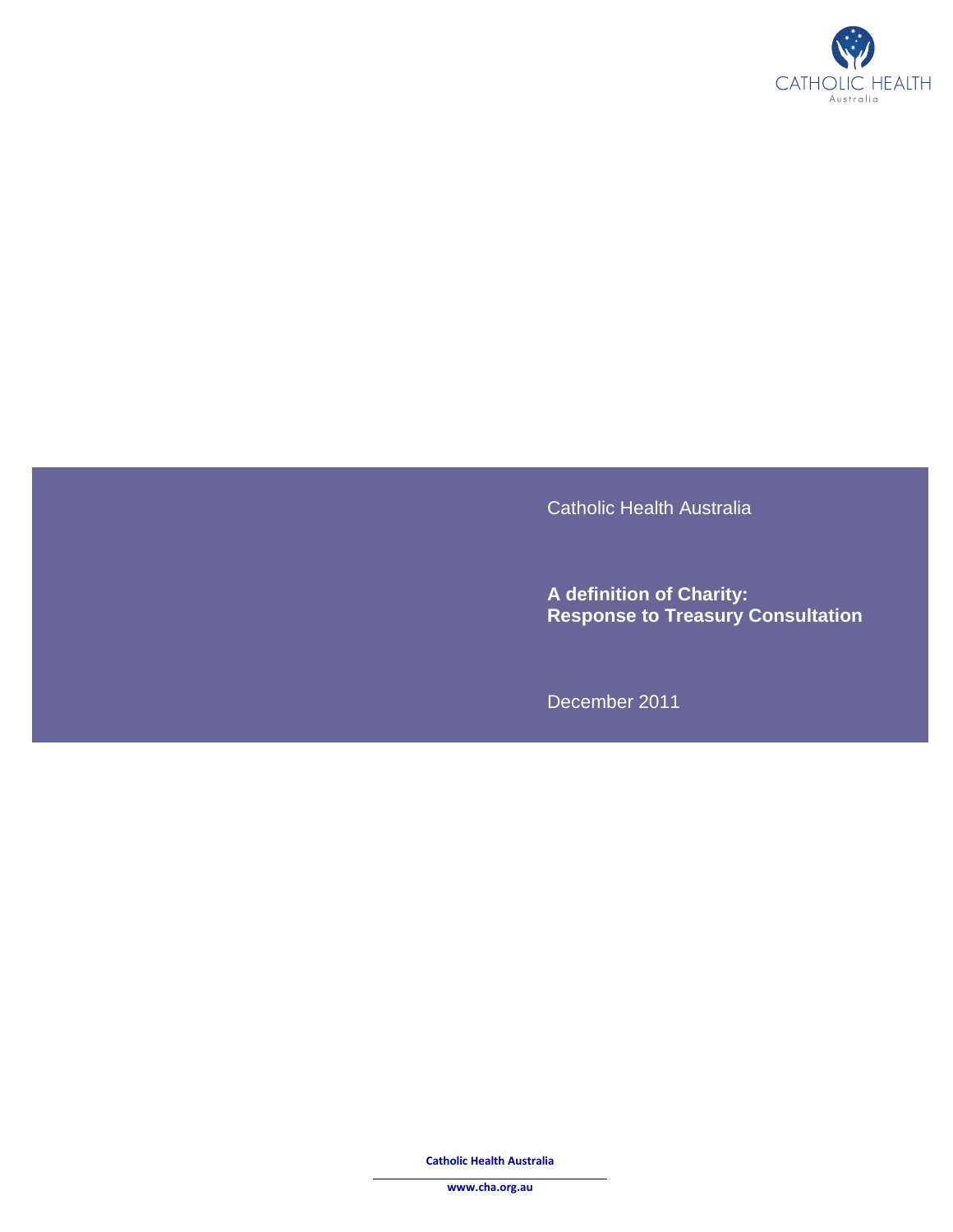CATHOLIC HEALTH
Australia

Catholic Health Australia

# A definition of Charity: Response to Treasury Consultation

December 2011

**Catholic Health Australia**

**www.cha.org.au**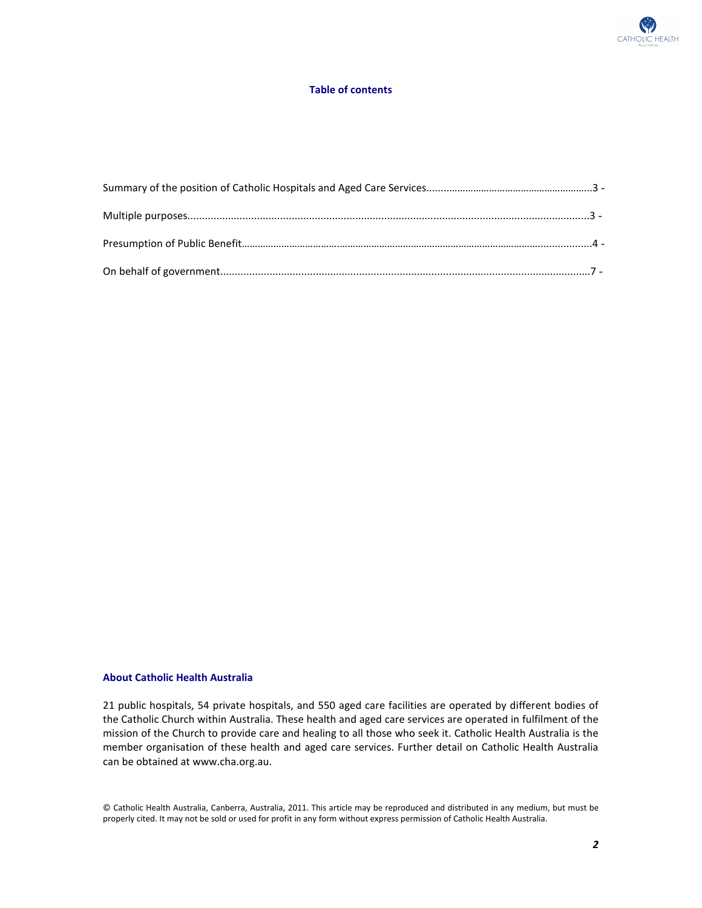## Table of contents

Summary of the position of Catholic Hospitals and Aged Care Services..........................................................3 -

Multiple purposes.............................................................................................................................................3 -

Presumption of Public Benefit..........................................................................................................................4 -

On behalf of government..................................................................................................................................7 -

### About Catholic Health Australia

21 public hospitals, 54 private hospitals, and 550 aged care facilities are operated by different bodies of the Catholic Church within Australia. These health and aged care services are operated in fulfilment of the mission of the Church to provide care and healing to all those who seek it. Catholic Health Australia is the member organisation of these health and aged care services. Further detail on Catholic Health Australia can be obtained at www.cha.org.au.

© Catholic Health Australia, Canberra, Australia, 2011. This article may be reproduced and distributed in any medium, but must be properly cited. It may not be sold or used for profit in any form without express permission of Catholic Health Australia.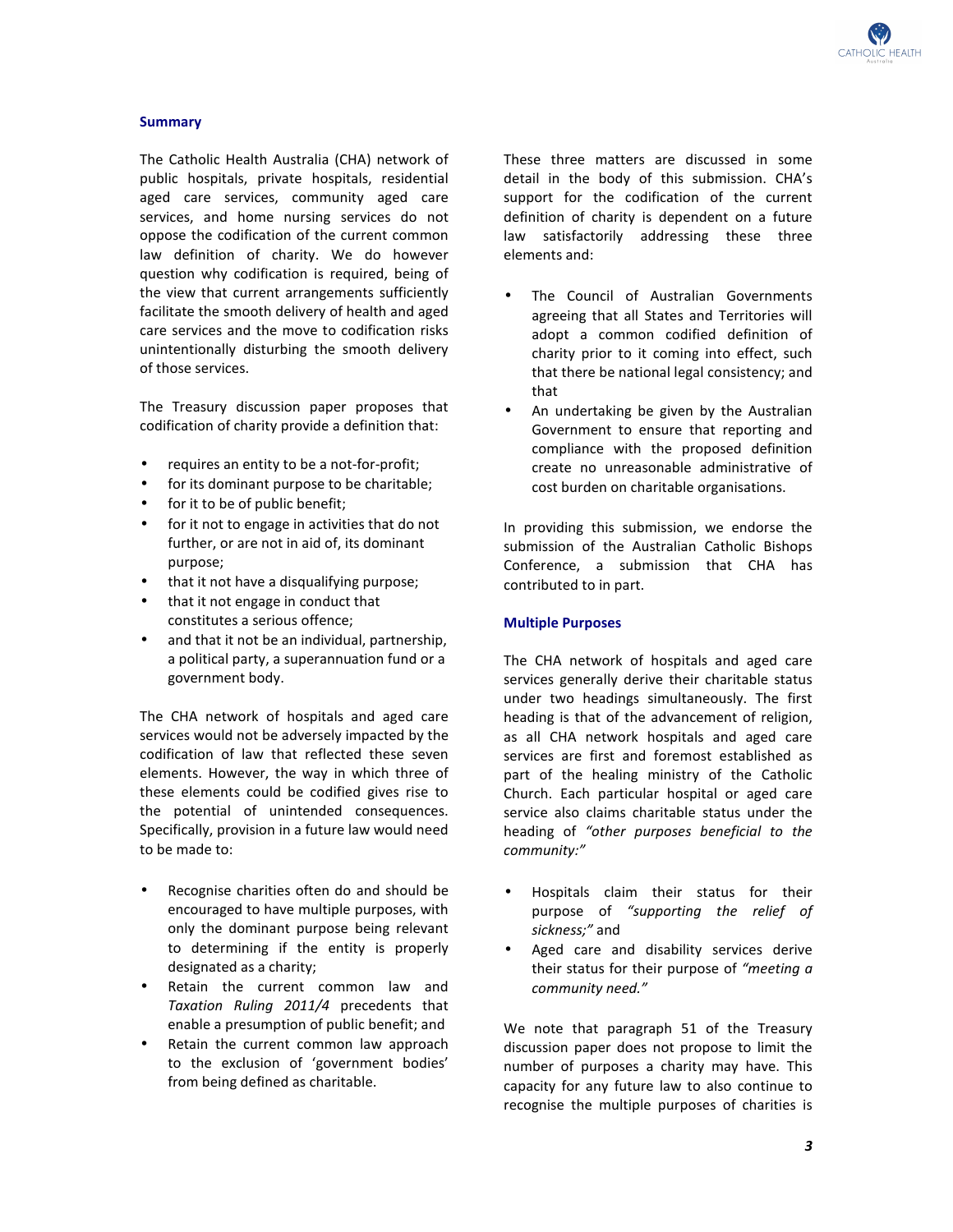## Summary

The Catholic Health Australia (CHA) network of public hospitals, private hospitals, residential aged care services, community aged care services, and home nursing services do not oppose the codification of the current common law definition of charity. We do however question why codification is required, being of the view that current arrangements sufficiently facilitate the smooth delivery of health and aged care services and the move to codification risks unintentionally disturbing the smooth delivery of those services.

The Treasury discussion paper proposes that codification of charity provide a definition that:

- requires an entity to be a not-for-profit;
- for its dominant purpose to be charitable;
- for it to be of public benefit;
- for it not to engage in activities that do not further, or are not in aid of, its dominant purpose;
- that it not have a disqualifying purpose;
- that it not engage in conduct that constitutes a serious offence;
- and that it not be an individual, partnership, a political party, a superannuation fund or a government body.

The CHA network of hospitals and aged care services would not be adversely impacted by the codification of law that reflected these seven elements. However, the way in which three of these elements could be codified gives rise to the potential of unintended consequences. Specifically, provision in a future law would need to be made to:

- Recognise charities often do and should be encouraged to have multiple purposes, with only the dominant purpose being relevant to determining if the entity is properly designated as a charity;
- Retain the current common law and *Taxation Ruling 2011/4* precedents that enable a presumption of public benefit; and
- Retain the current common law approach to the exclusion of 'government bodies' from being defined as charitable.

These three matters are discussed in some detail in the body of this submission. CHA's support for the codification of the current definition of charity is dependent on a future law satisfactorily addressing these three elements and:

- The Council of Australian Governments agreeing that all States and Territories will adopt a common codified definition of charity prior to it coming into effect, such that there be national legal consistency; and that
- An undertaking be given by the Australian Government to ensure that reporting and compliance with the proposed definition create no unreasonable administrative of cost burden on charitable organisations.

In providing this submission, we endorse the submission of the Australian Catholic Bishops Conference, a submission that CHA has contributed to in part.

## Multiple Purposes

The CHA network of hospitals and aged care services generally derive their charitable status under two headings simultaneously. The first heading is that of the advancement of religion, as all CHA network hospitals and aged care services are first and foremost established as part of the healing ministry of the Catholic Church. Each particular hospital or aged care service also claims charitable status under the heading of *"other purposes beneficial to the community:"*

- Hospitals claim their status for their purpose of *"supporting the relief of sickness;"* and
- Aged care and disability services derive their status for their purpose of *"meeting a community need."*

We note that paragraph 51 of the Treasury discussion paper does not propose to limit the number of purposes a charity may have. This capacity for any future law to also continue to recognise the multiple purposes of charities is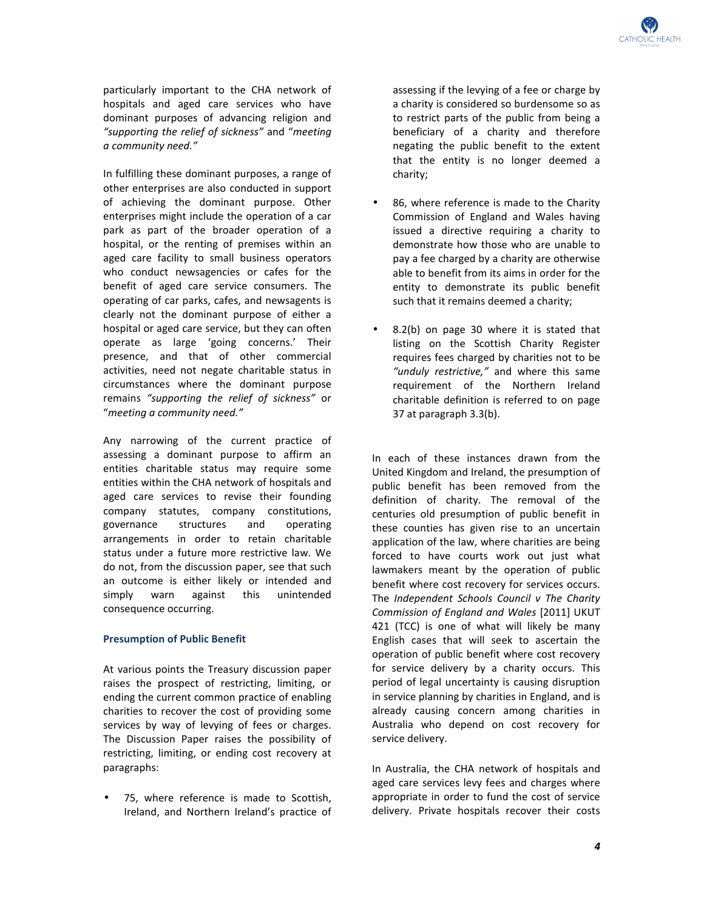particularly important to the CHA network of hospitals and aged care services who have dominant purposes of advancing religion and *"supporting the relief of sickness"* and "*meeting a community need."*

In fulfilling these dominant purposes, a range of other enterprises are also conducted in support of achieving the dominant purpose. Other enterprises might include the operation of a car park as part of the broader operation of a hospital, or the renting of premises within an aged care facility to small business operators who conduct newsagencies or cafes for the benefit of aged care service consumers. The operating of car parks, cafes, and newsagents is clearly not the dominant purpose of either a hospital or aged care service, but they can often operate as large 'going concerns.' Their presence, and that of other commercial activities, need not negate charitable status in circumstances where the dominant purpose remains *"supporting the relief of sickness"* or "*meeting a community need."*

Any narrowing of the current practice of assessing a dominant purpose to affirm an entities charitable status may require some entities within the CHA network of hospitals and aged care services to revise their founding company statutes, company constitutions, governance structures and operating arrangements in order to retain charitable status under a future more restrictive law. We do not, from the discussion paper, see that such an outcome is either likely or intended and simply warn against this unintended consequence occurring.

### Presumption of Public Benefit

At various points the Treasury discussion paper raises the prospect of restricting, limiting, or ending the current common practice of enabling charities to recover the cost of providing some services by way of levying of fees or charges. The Discussion Paper raises the possibility of restricting, limiting, or ending cost recovery at paragraphs:

- 75, where reference is made to Scottish, Ireland, and Northern Ireland's practice of assessing if the levying of a fee or charge by a charity is considered so burdensome so as to restrict parts of the public from being a beneficiary of a charity and therefore negating the public benefit to the extent that the entity is no longer deemed a charity;
- 86, where reference is made to the Charity Commission of England and Wales having issued a directive requiring a charity to demonstrate how those who are unable to pay a fee charged by a charity are otherwise able to benefit from its aims in order for the entity to demonstrate its public benefit such that it remains deemed a charity;
- 8.2(b) on page 30 where it is stated that listing on the Scottish Charity Register requires fees charged by charities not to be *"unduly restrictive,"* and where this same requirement of the Northern Ireland charitable definition is referred to on page 37 at paragraph 3.3(b).

In each of these instances drawn from the United Kingdom and Ireland, the presumption of public benefit has been removed from the definition of charity. The removal of the centuries old presumption of public benefit in these counties has given rise to an uncertain application of the law, where charities are being forced to have courts work out just what lawmakers meant by the operation of public benefit where cost recovery for services occurs. The *Independent Schools Council v The Charity Commission of England and Wales* [2011] UKUT 421 (TCC) is one of what will likely be many English cases that will seek to ascertain the operation of public benefit where cost recovery for service delivery by a charity occurs. This period of legal uncertainty is causing disruption in service planning by charities in England, and is already causing concern among charities in Australia who depend on cost recovery for service delivery.

In Australia, the CHA network of hospitals and aged care services levy fees and charges where appropriate in order to fund the cost of service delivery. Private hospitals recover their costs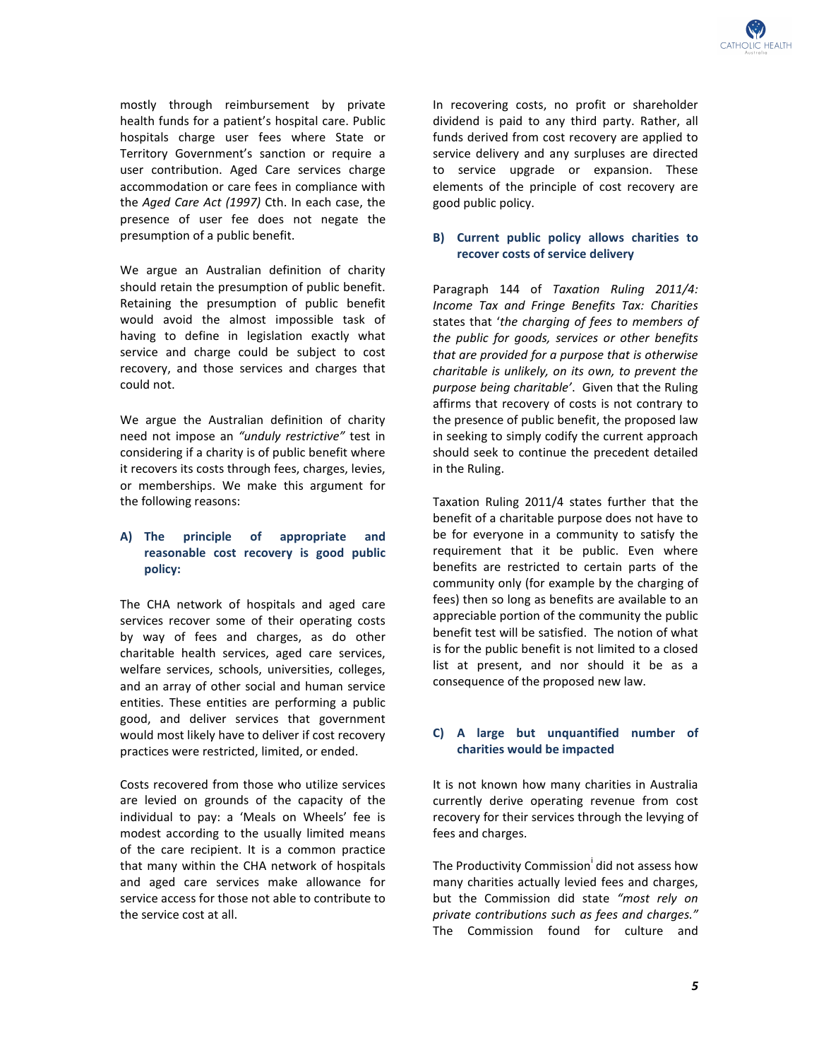mostly through reimbursement by private health funds for a patient's hospital care. Public hospitals charge user fees where State or Territory Government's sanction or require a user contribution. Aged Care services charge accommodation or care fees in compliance with the *Aged Care Act (1997)* Cth. In each case, the presence of user fee does not negate the presumption of a public benefit.

We argue an Australian definition of charity should retain the presumption of public benefit. Retaining the presumption of public benefit would avoid the almost impossible task of having to define in legislation exactly what service and charge could be subject to cost recovery, and those services and charges that could not.

We argue the Australian definition of charity need not impose an *"unduly restrictive"* test in considering if a charity is of public benefit where it recovers its costs through fees, charges, levies, or memberships. We make this argument for the following reasons:

### A) The principle of appropriate and reasonable cost recovery is good public policy:

The CHA network of hospitals and aged care services recover some of their operating costs by way of fees and charges, as do other charitable health services, aged care services, welfare services, schools, universities, colleges, and an array of other social and human service entities. These entities are performing a public good, and deliver services that government would most likely have to deliver if cost recovery practices were restricted, limited, or ended.

Costs recovered from those who utilize services are levied on grounds of the capacity of the individual to pay: a 'Meals on Wheels' fee is modest according to the usually limited means of the care recipient. It is a common practice that many within the CHA network of hospitals and aged care services make allowance for service access for those not able to contribute to the service cost at all.

In recovering costs, no profit or shareholder dividend is paid to any third party. Rather, all funds derived from cost recovery are applied to service delivery and any surpluses are directed to service upgrade or expansion. These elements of the principle of cost recovery are good public policy.

### B) Current public policy allows charities to recover costs of service delivery

Paragraph 144 of *Taxation Ruling 2011/4: Income Tax and Fringe Benefits Tax: Charities* states that '*the charging of fees to members of the public for goods, services or other benefits that are provided for a purpose that is otherwise charitable is unlikely, on its own, to prevent the purpose being charitable'*. Given that the Ruling affirms that recovery of costs is not contrary to the presence of public benefit, the proposed law in seeking to simply codify the current approach should seek to continue the precedent detailed in the Ruling.

Taxation Ruling 2011/4 states further that the benefit of a charitable purpose does not have to be for everyone in a community to satisfy the requirement that it be public. Even where benefits are restricted to certain parts of the community only (for example by the charging of fees) then so long as benefits are available to an appreciable portion of the community the public benefit test will be satisfied. The notion of what is for the public benefit is not limited to a closed list at present, and nor should it be as a consequence of the proposed new law.

### C) A large but unquantified number of charities would be impacted

It is not known how many charities in Australia currently derive operating revenue from cost recovery for their services through the levying of fees and charges.

The Productivity Commission[i] did not assess how many charities actually levied fees and charges, but the Commission did state *"most rely on private contributions such as fees and charges."* The Commission found for culture and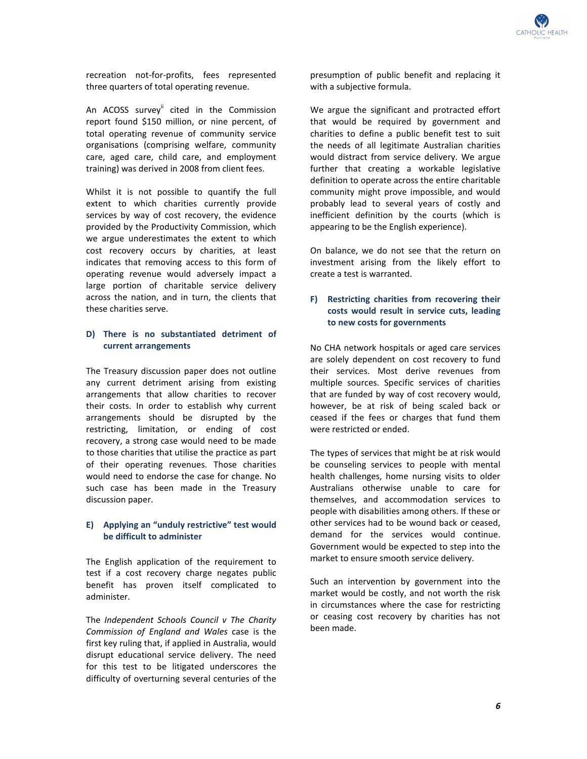recreation not-for-profits, fees represented three quarters of total operating revenue.

An ACOSS survey[ii] cited in the Commission report found $150 million, or nine percent, of total operating revenue of community service organisations (comprising welfare, community care, aged care, child care, and employment training) was derived in 2008 from client fees.

Whilst it is not possible to quantify the full extent to which charities currently provide services by way of cost recovery, the evidence provided by the Productivity Commission, which we argue underestimates the extent to which cost recovery occurs by charities, at least indicates that removing access to this form of operating revenue would adversely impact a large portion of charitable service delivery across the nation, and in turn, the clients that these charities serve.

### D) There is no substantiated detriment of current arrangements

The Treasury discussion paper does not outline any current detriment arising from existing arrangements that allow charities to recover their costs. In order to establish why current arrangements should be disrupted by the restricting, limitation, or ending of cost recovery, a strong case would need to be made to those charities that utilise the practice as part of their operating revenues. Those charities would need to endorse the case for change. No such case has been made in the Treasury discussion paper.

### E) Applying an "unduly restrictive" test would be difficult to administer

The English application of the requirement to test if a cost recovery charge negates public benefit has proven itself complicated to administer.

The *Independent Schools Council v The Charity Commission of England and Wales* case is the first key ruling that, if applied in Australia, would disrupt educational service delivery. The need for this test to be litigated underscores the difficulty of overturning several centuries of the presumption of public benefit and replacing it with a subjective formula.

We argue the significant and protracted effort that would be required by government and charities to define a public benefit test to suit the needs of all legitimate Australian charities would distract from service delivery. We argue further that creating a workable legislative definition to operate across the entire charitable community might prove impossible, and would probably lead to several years of costly and inefficient definition by the courts (which is appearing to be the English experience).

On balance, we do not see that the return on investment arising from the likely effort to create a test is warranted.

### F) Restricting charities from recovering their costs would result in service cuts, leading to new costs for governments

No CHA network hospitals or aged care services are solely dependent on cost recovery to fund their services. Most derive revenues from multiple sources. Specific services of charities that are funded by way of cost recovery would, however, be at risk of being scaled back or ceased if the fees or charges that fund them were restricted or ended.

The types of services that might be at risk would be counseling services to people with mental health challenges, home nursing visits to older Australians otherwise unable to care for themselves, and accommodation services to people with disabilities among others. If these or other services had to be wound back or ceased, demand for the services would continue. Government would be expected to step into the market to ensure smooth service delivery.

Such an intervention by government into the market would be costly, and not worth the risk in circumstances where the case for restricting or ceasing cost recovery by charities has not been made.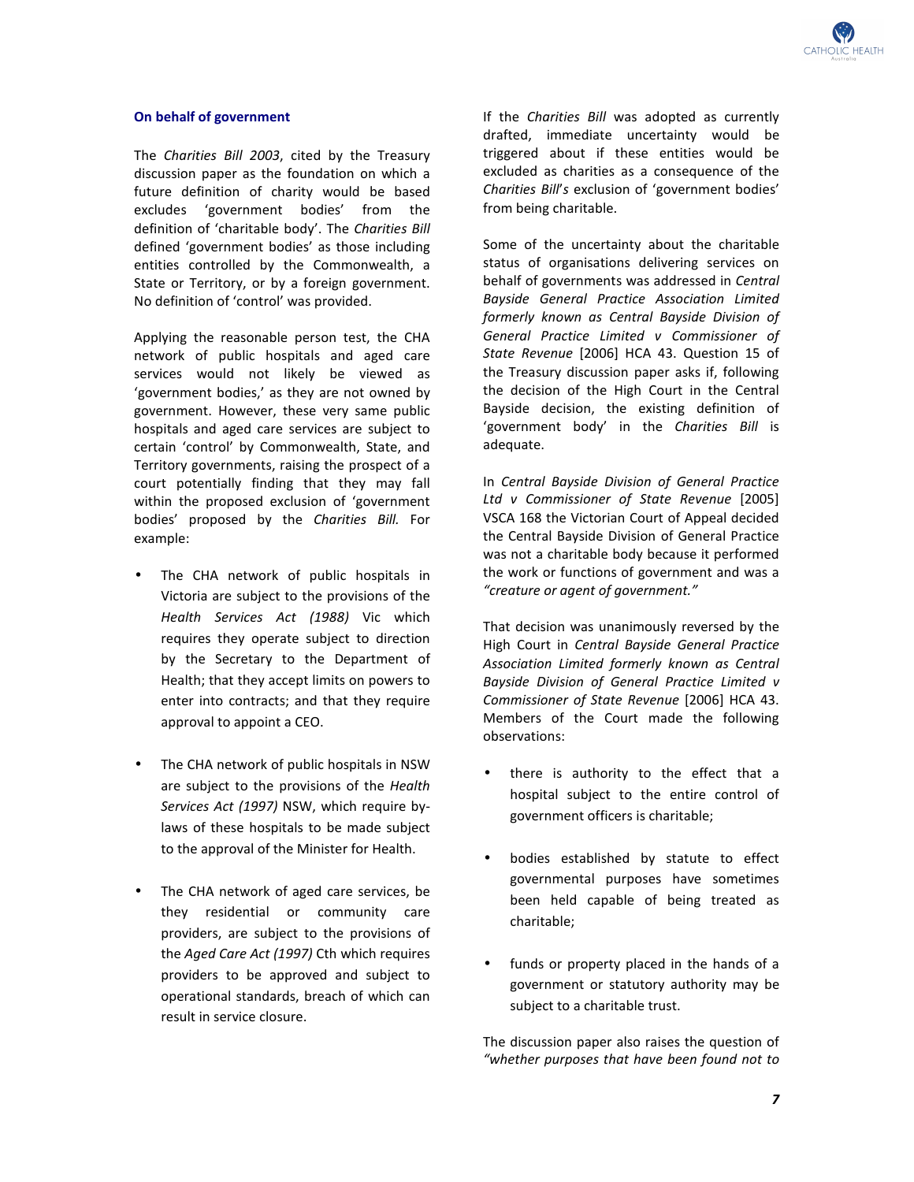## On behalf of government

The *Charities Bill 2003*, cited by the Treasury discussion paper as the foundation on which a future definition of charity would be based excludes 'government bodies' from the definition of 'charitable body'. The *Charities Bill* defined 'government bodies' as those including entities controlled by the Commonwealth, a State or Territory, or by a foreign government. No definition of 'control' was provided.

Applying the reasonable person test, the CHA network of public hospitals and aged care services would not likely be viewed as 'government bodies,' as they are not owned by government. However, these very same public hospitals and aged care services are subject to certain 'control' by Commonwealth, State, and Territory governments, raising the prospect of a court potentially finding that they may fall within the proposed exclusion of 'government bodies' proposed by the *Charities Bill.* For example:

- The CHA network of public hospitals in Victoria are subject to the provisions of the *Health Services Act (1988)* Vic which requires they operate subject to direction by the Secretary to the Department of Health; that they accept limits on powers to enter into contracts; and that they require approval to appoint a CEO.
- The CHA network of public hospitals in NSW are subject to the provisions of the *Health Services Act (1997)* NSW, which require by-laws of these hospitals to be made subject to the approval of the Minister for Health.
- The CHA network of aged care services, be they residential or community care providers, are subject to the provisions of the *Aged Care Act (1997)* Cth which requires providers to be approved and subject to operational standards, breach of which can result in service closure.

If the *Charities Bill* was adopted as currently drafted, immediate uncertainty would be triggered about if these entities would be excluded as charities as a consequence of the *Charities Bill's* exclusion of 'government bodies' from being charitable.

Some of the uncertainty about the charitable status of organisations delivering services on behalf of governments was addressed in *Central Bayside General Practice Association Limited formerly known as Central Bayside Division of General Practice Limited v Commissioner of State Revenue* [2006] HCA 43. Question 15 of the Treasury discussion paper asks if, following the decision of the High Court in the Central Bayside decision, the existing definition of 'government body' in the *Charities Bill* is adequate.

In *Central Bayside Division of General Practice Ltd v Commissioner of State Revenue* [2005] VSCA 168 the Victorian Court of Appeal decided the Central Bayside Division of General Practice was not a charitable body because it performed the work or functions of government and was a *"creature or agent of government."*

That decision was unanimously reversed by the High Court in *Central Bayside General Practice Association Limited formerly known as Central Bayside Division of General Practice Limited v Commissioner of State Revenue* [2006] HCA 43. Members of the Court made the following observations:

- there is authority to the effect that a hospital subject to the entire control of government officers is charitable;
- bodies established by statute to effect governmental purposes have sometimes been held capable of being treated as charitable;
- funds or property placed in the hands of a government or statutory authority may be subject to a charitable trust.

The discussion paper also raises the question of *"whether purposes that have been found not to*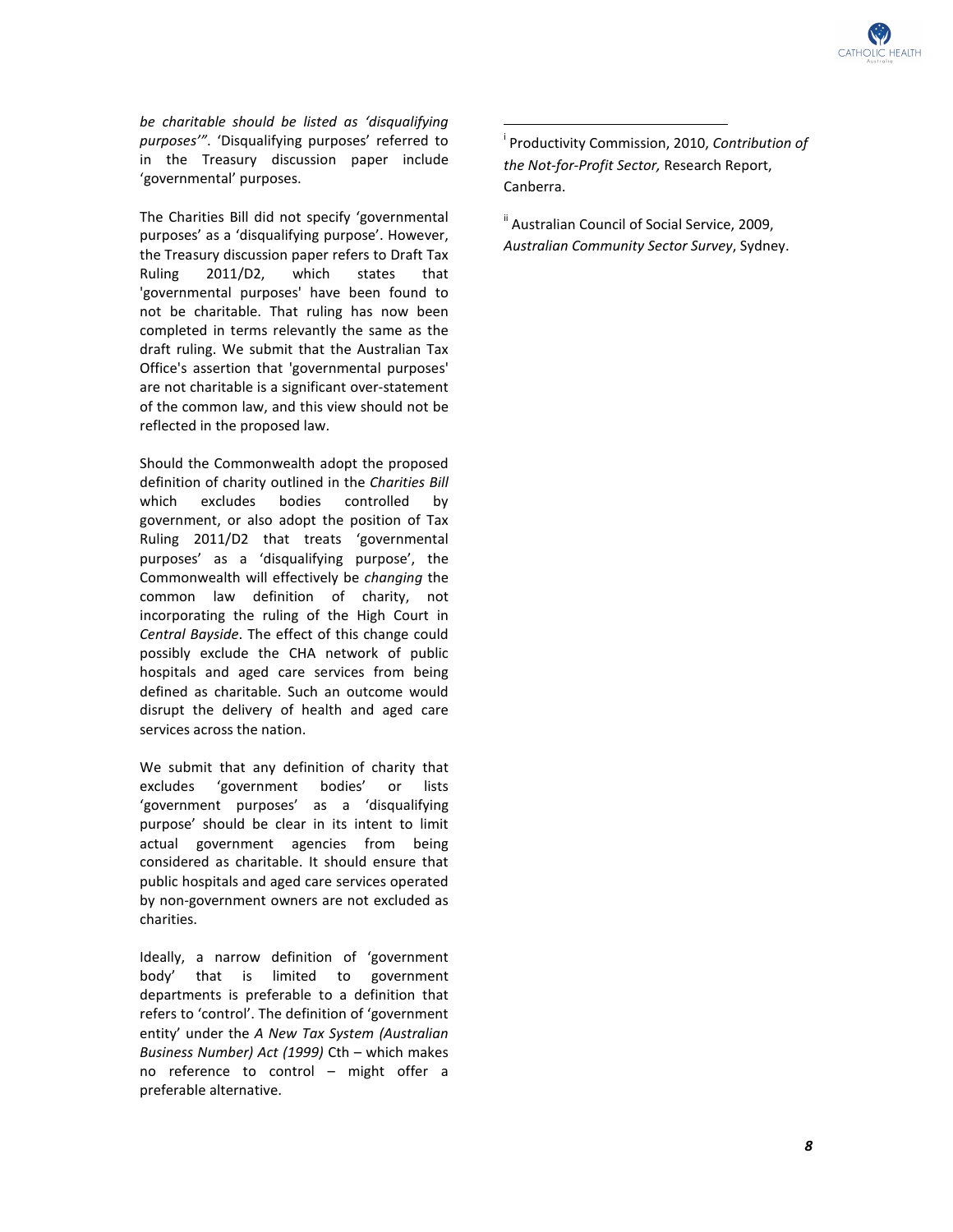*be charitable should be listed as 'disqualifying purposes'"*. 'Disqualifying purposes' referred to in the Treasury discussion paper include 'governmental' purposes.

The Charities Bill did not specify 'governmental purposes' as a 'disqualifying purpose'. However, the Treasury discussion paper refers to Draft Tax Ruling 2011/D2, which states that 'governmental purposes' have been found to not be charitable. That ruling has now been completed in terms relevantly the same as the draft ruling. We submit that the Australian Tax Office's assertion that 'governmental purposes' are not charitable is a significant over-statement of the common law, and this view should not be reflected in the proposed law.

Should the Commonwealth adopt the proposed definition of charity outlined in the *Charities Bill* which excludes bodies controlled by government, or also adopt the position of Tax Ruling 2011/D2 that treats 'governmental purposes' as a 'disqualifying purpose', the Commonwealth will effectively be *changing* the common law definition of charity, not incorporating the ruling of the High Court in *Central Bayside*. The effect of this change could possibly exclude the CHA network of public hospitals and aged care services from being defined as charitable. Such an outcome would disrupt the delivery of health and aged care services across the nation.

We submit that any definition of charity that excludes 'government bodies' or lists 'government purposes' as a 'disqualifying purpose' should be clear in its intent to limit actual government agencies from being considered as charitable. It should ensure that public hospitals and aged care services operated by non-government owners are not excluded as charities.

Ideally, a narrow definition of 'government body' that is limited to government departments is preferable to a definition that refers to 'control'. The definition of 'government entity' under the *A New Tax System (Australian Business Number) Act (1999)* Cth – which makes no reference to control – might offer a preferable alternative.

---

[i] Productivity Commission, 2010, *Contribution of the Not-for-Profit Sector,* Research Report, Canberra.

[ii] Australian Council of Social Service, 2009, *Australian Community Sector Survey*, Sydney.